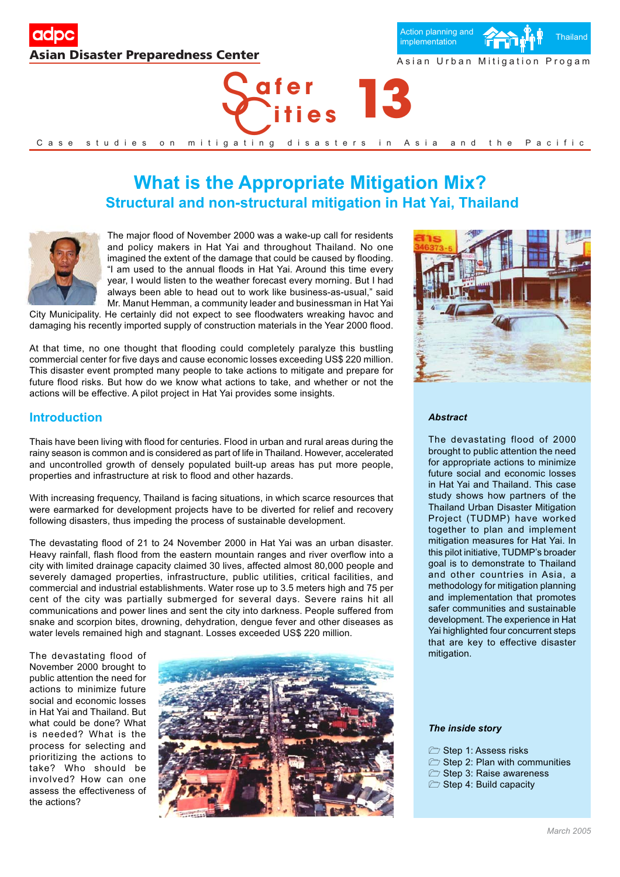adpc
Asian Disaster Preparedness Center

Action planning and implementation — Thailand

Asian Urban Mitigation Progam

# Safer Cities 13

Case studies on mitigating disasters in Asia and the Pacific

## What is the Appropriate Mitigation Mix?

### Structural and non-structural mitigation in Hat Yai, Thailand

The major flood of November 2000 was a wake-up call for residents and policy makers in Hat Yai and throughout Thailand. No one imagined the extent of the damage that could be caused by flooding. "I am used to the annual floods in Hat Yai. Around this time every year, I would listen to the weather forecast every morning. But I had always been able to head out to work like business-as-usual," said Mr. Manut Hemman, a community leader and businessman in Hat Yai City Municipality. He certainly did not expect to see floodwaters wreaking havoc and damaging his recently imported supply of construction materials in the Year 2000 flood.

At that time, no one thought that flooding could completely paralyze this bustling commercial center for five days and cause economic losses exceeding US$ 220 million. This disaster event prompted many people to take actions to mitigate and prepare for future flood risks. But how do we know what actions to take, and whether or not the actions will be effective. A pilot project in Hat Yai provides some insights.

## Introduction

Thais have been living with flood for centuries. Flood in urban and rural areas during the rainy season is common and is considered as part of life in Thailand. However, accelerated and uncontrolled growth of densely populated built-up areas has put more people, properties and infrastructure at risk to flood and other hazards.

With increasing frequency, Thailand is facing situations, in which scarce resources that were earmarked for development projects have to be diverted for relief and recovery following disasters, thus impeding the process of sustainable development.

The devastating flood of 21 to 24 November 2000 in Hat Yai was an urban disaster. Heavy rainfall, flash flood from the eastern mountain ranges and river overflow into a city with limited drainage capacity claimed 30 lives, affected almost 80,000 people and severely damaged properties, infrastructure, public utilities, critical facilities, and commercial and industrial establishments. Water rose up to 3.5 meters high and 75 per cent of the city was partially submerged for several days. Severe rains hit all communications and power lines and sent the city into darkness. People suffered from snake and scorpion bites, drowning, dehydration, dengue fever and other diseases as water levels remained high and stagnant. Losses exceeded US$ 220 million.

The devastating flood of November 2000 brought to public attention the need for actions to minimize future social and economic losses in Hat Yai and Thailand. But what could be done? What is needed? What is the process for selecting and prioritizing the actions to take? Who should be involved? How can one assess the effectiveness of the actions?

***Abstract***

The devastating flood of 2000 brought to public attention the need for appropriate actions to minimize future social and economic losses in Hat Yai and Thailand. This case study shows how partners of the Thailand Urban Disaster Mitigation Project (TUDMP) have worked together to plan and implement mitigation measures for Hat Yai. In this pilot initiative, TUDMP's broader goal is to demonstrate to Thailand and other countries in Asia, a methodology for mitigation planning and implementation that promotes safer communities and sustainable development. The experience in Hat Yai highlighted four concurrent steps that are key to effective disaster mitigation.

***The inside story***

- Step 1: Assess risks
- Step 2: Plan with communities
- Step 3: Raise awareness
- Step 4: Build capacity

March 2005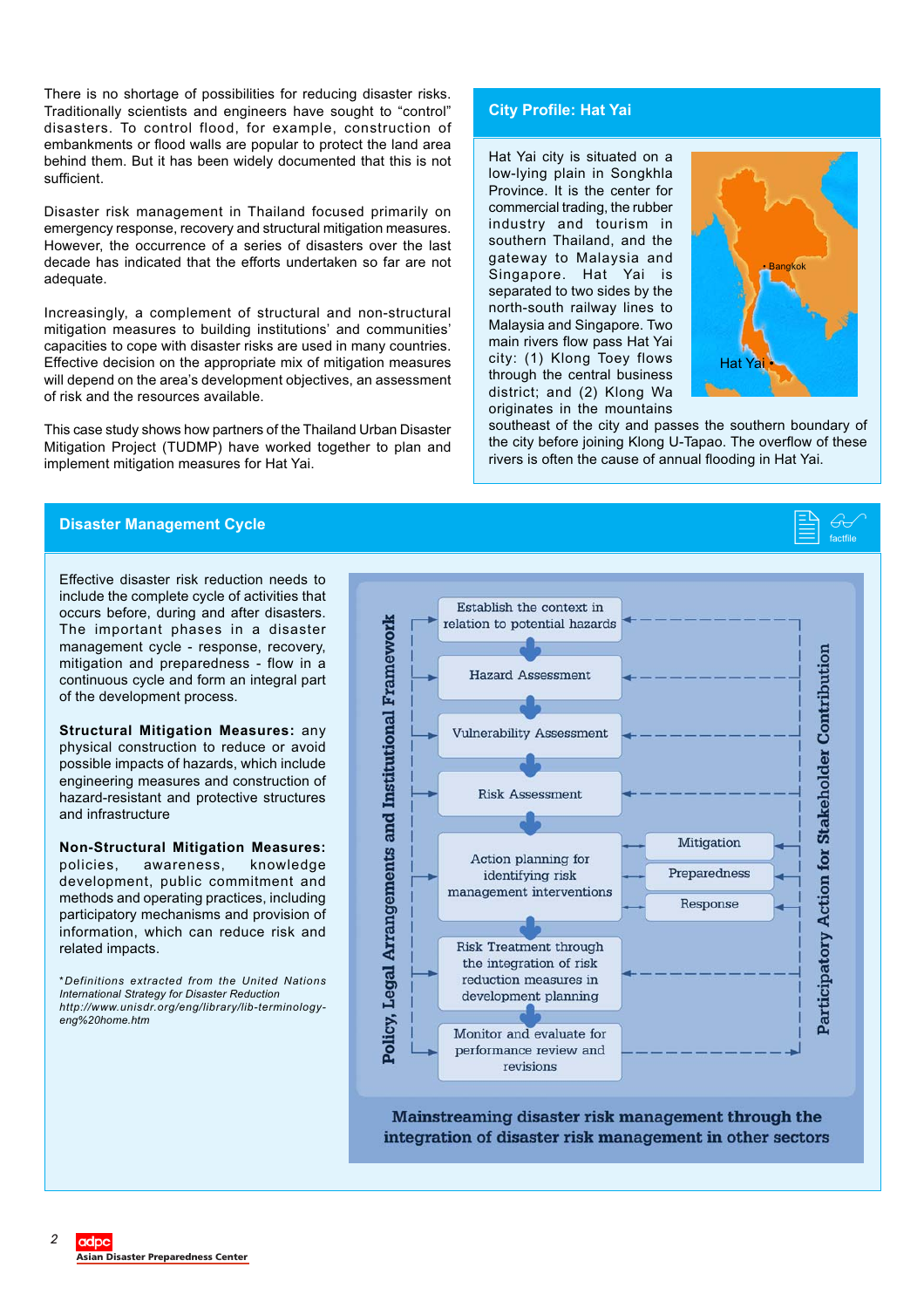There is no shortage of possibilities for reducing disaster risks. Traditionally scientists and engineers have sought to "control" disasters. To control flood, for example, construction of embankments or flood walls are popular to protect the land area behind them. But it has been widely documented that this is not sufficient.

Disaster risk management in Thailand focused primarily on emergency response, recovery and structural mitigation measures. However, the occurrence of a series of disasters over the last decade has indicated that the efforts undertaken so far are not adequate.

Increasingly, a complement of structural and non-structural mitigation measures to building institutions' and communities' capacities to cope with disaster risks are used in many countries. Effective decision on the appropriate mix of mitigation measures will depend on the area's development objectives, an assessment of risk and the resources available.

This case study shows how partners of the Thailand Urban Disaster Mitigation Project (TUDMP) have worked together to plan and implement mitigation measures for Hat Yai.

## City Profile: Hat Yai

Hat Yai city is situated on a low-lying plain in Songkhla Province. It is the center for commercial trading, the rubber industry and tourism in southern Thailand, and the gateway to Malaysia and Singapore. Hat Yai is separated to two sides by the north-south railway lines to Malaysia and Singapore. Two main rivers flow pass Hat Yai city: (1) Klong Toey flows through the central business district; and (2) Klong Wa originates in the mountains southeast of the city and passes the southern boundary of the city before joining Klong U-Tapao. The overflow of these rivers is often the cause of annual flooding in Hat Yai.

## Disaster Management Cycle

Effective disaster risk reduction needs to include the complete cycle of activities that occurs before, during and after disasters. The important phases in a disaster management cycle - response, recovery, mitigation and preparedness - flow in a continuous cycle and form an integral part of the development process.

**Structural Mitigation Measures:** any physical construction to reduce or avoid possible impacts of hazards, which include engineering measures and construction of hazard-resistant and protective structures and infrastructure

**Non-Structural Mitigation Measures:** policies, awareness, knowledge development, public commitment and methods and operating practices, including participatory mechanisms and provision of information, which can reduce risk and related impacts.

*\*Definitions extracted from the United Nations International Strategy for Disaster Reduction http://www.unisdr.org/eng/library/lib-terminology-eng%20home.htm*

Policy, Legal Arrangements and Institutional Framework

- Establish the context in relation to potential hazards
- Hazard Assessment
- Vulnerability Assessment
- Risk Assessment
- Action planning for identifying risk management interventions
  - Mitigation
  - Preparedness
  - Response
- Risk Treatment through the integration of risk reduction measures in development planning
- Monitor and evaluate for performance review and revisions

Participatory Action for Stakeholder Contribution

**Mainstreaming disaster risk management through the integration of disaster risk management in other sectors**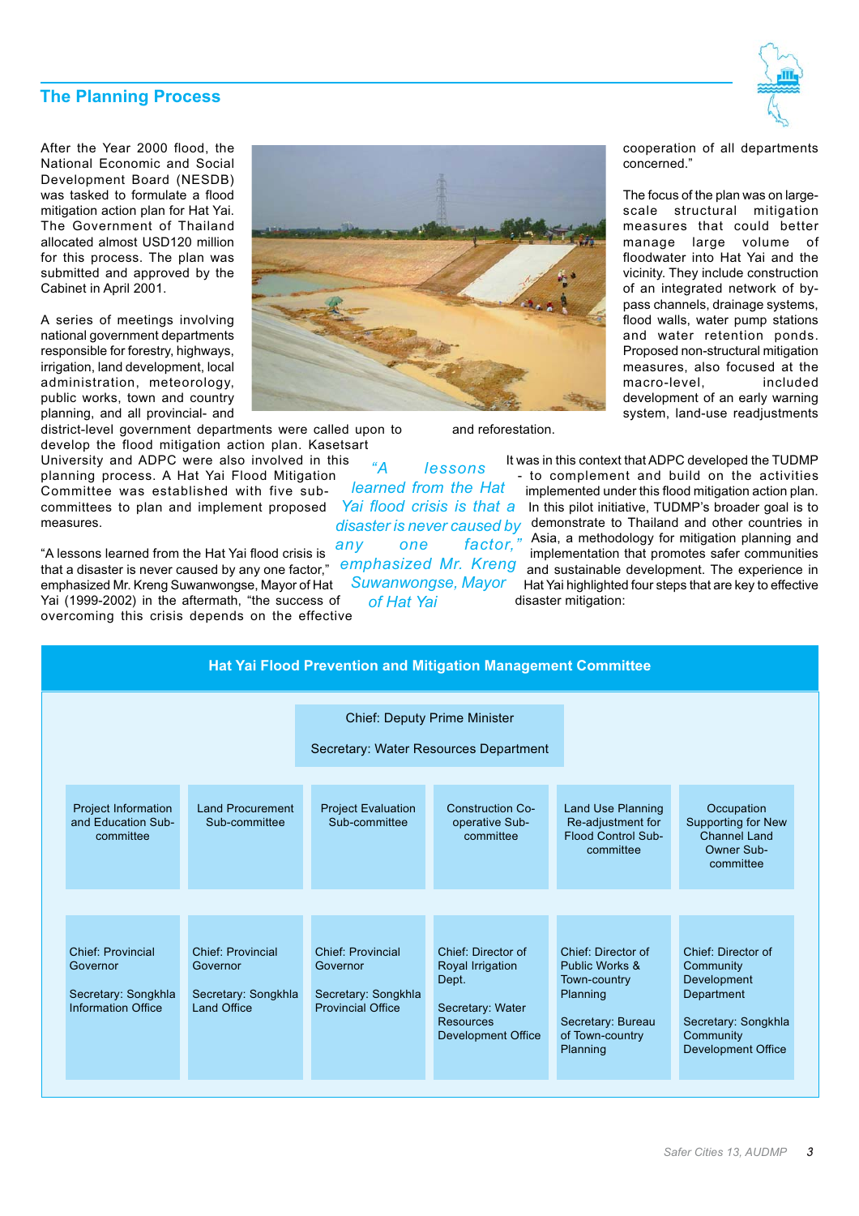## The Planning Process

After the Year 2000 flood, the National Economic and Social Development Board (NESDB) was tasked to formulate a flood mitigation action plan for Hat Yai. The Government of Thailand allocated almost USD120 million for this process. The plan was submitted and approved by the Cabinet in April 2001.

A series of meetings involving national government departments responsible for forestry, highways, irrigation, land development, local administration, meteorology, public works, town and country planning, and all provincial- and district-level government departments were called upon to develop the flood mitigation action plan. Kasetsart University and ADPC were also involved in this planning process. A Hat Yai Flood Mitigation Committee was established with five sub-committees to plan and implement proposed measures.

"A lessons learned from the Hat Yai flood crisis is that a disaster is never caused by any one factor," emphasized Mr. Kreng Suwanwongse, Mayor of Hat Yai (1999-2002) in the aftermath, "the success of overcoming this crisis depends on the effective cooperation of all departments concerned."

*"A lessons learned from the Hat Yai flood crisis is that a disaster is never caused by any one factor," emphasized Mr. Kreng Suwanwongse, Mayor of Hat Yai*

The focus of the plan was on large-scale structural mitigation measures that could better manage large volume of floodwater into Hat Yai and the vicinity. They include construction of an integrated network of by-pass channels, drainage systems, flood walls, water pump stations and water retention ponds. Proposed non-structural mitigation measures, also focused at the macro-level, included development of an early warning system, land-use readjustments and reforestation.

It was in this context that ADPC developed the TUDMP - to complement and build on the activities implemented under this flood mitigation action plan. In this pilot initiative, TUDMP's broader goal is to demonstrate to Thailand and other countries in Asia, a methodology for mitigation planning and implementation that promotes safer communities and sustainable development. The experience in Hat Yai highlighted four steps that are key to effective disaster mitigation:

**Hat Yai Flood Prevention and Mitigation Management Committee**

Chief: Deputy Prime Minister

Secretary: Water Resources Department

| Project Information and Education Sub-committee | Land Procurement Sub-committee | Project Evaluation Sub-committee | Construction Co-operative Sub-committee | Land Use Planning Re-adjustment for Flood Control Sub-committee | Occupation Supporting for New Channel Land Owner Sub-committee |
|---|---|---|---|---|---|
| Chief: Provincial Governor<br><br>Secretary: Songkhla Information Office | Chief: Provincial Governor<br><br>Secretary: Songkhla Land Office | Chief: Provincial Governor<br><br>Secretary: Songkhla Provincial Office | Chief: Director of Royal Irrigation Dept.<br><br>Secretary: Water Resources Development Office | Chief: Director of Public Works & Town-country Planning<br><br>Secretary: Bureau of Town-country Planning | Chief: Director of Community Development Department<br><br>Secretary: Songkhla Community Development Office |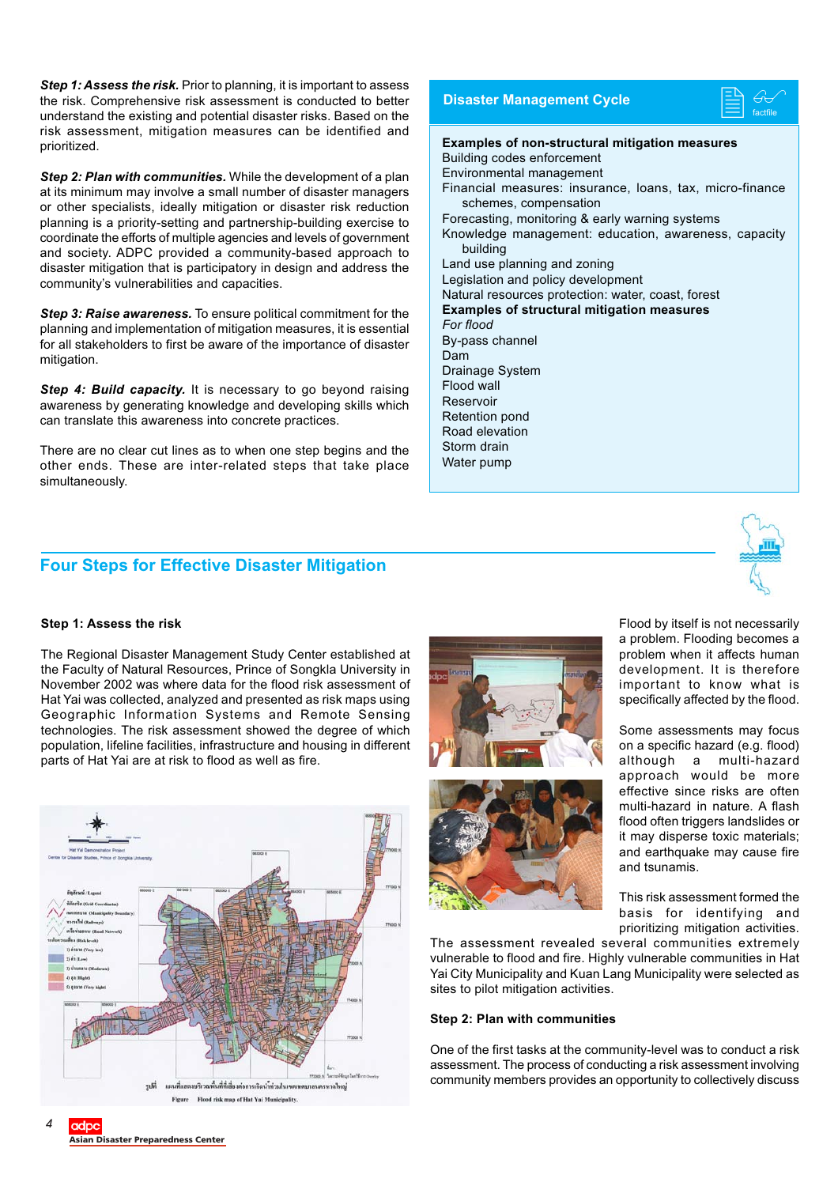**Step 1: Assess the risk.** Prior to planning, it is important to assess the risk. Comprehensive risk assessment is conducted to better understand the existing and potential disaster risks. Based on the risk assessment, mitigation measures can be identified and prioritized.

**Step 2: Plan with communities.** While the development of a plan at its minimum may involve a small number of disaster managers or other specialists, ideally mitigation or disaster risk reduction planning is a priority-setting and partnership-building exercise to coordinate the efforts of multiple agencies and levels of government and society. ADPC provided a community-based approach to disaster mitigation that is participatory in design and address the community's vulnerabilities and capacities.

**Step 3: Raise awareness.** To ensure political commitment for the planning and implementation of mitigation measures, it is essential for all stakeholders to first be aware of the importance of disaster mitigation.

**Step 4: Build capacity.** It is necessary to go beyond raising awareness by generating knowledge and developing skills which can translate this awareness into concrete practices.

There are no clear cut lines as to when one step begins and the other ends. These are inter-related steps that take place simultaneously.

### Disaster Management Cycle

factfile

**Examples of non-structural mitigation measures**

- Building codes enforcement
- Environmental management
- Financial measures: insurance, loans, tax, micro-finance schemes, compensation
- Forecasting, monitoring & early warning systems
- Knowledge management: education, awareness, capacity building
- Land use planning and zoning
- Legislation and policy development
- Natural resources protection: water, coast, forest

**Examples of structural mitigation measures**

*For flood*

- By-pass channel
- Dam
- Drainage System
- Flood wall
- Reservoir
- Retention pond
- Road elevation
- Storm drain
- Water pump

## Four Steps for Effective Disaster Mitigation

### Step 1: Assess the risk

The Regional Disaster Management Study Center established at the Faculty of Natural Resources, Prince of Songkla University in November 2002 was where data for the flood risk assessment of Hat Yai was collected, analyzed and presented as risk maps using Geographic Information Systems and Remote Sensing technologies. The risk assessment showed the degree of which population, lifeline facilities, infrastructure and housing in different parts of Hat Yai are at risk to flood as well as fire.

Figure Flood risk map of Hat Yai Municipality.

Flood by itself is not necessarily a problem. Flooding becomes a problem when it affects human development. It is therefore important to know what is specifically affected by the flood.

Some assessments may focus on a specific hazard (e.g. flood) although a multi-hazard approach would be more effective since risks are often multi-hazard in nature. A flash flood often triggers landslides or it may disperse toxic materials; and earthquake may cause fire and tsunamis.

This risk assessment formed the basis for identifying and prioritizing mitigation activities. The assessment revealed several communities extremely vulnerable to flood and fire. Highly vulnerable communities in Hat Yai City Municipality and Kuan Lang Municipality were selected as sites to pilot mitigation activities.

### Step 2: Plan with communities

One of the first tasks at the community-level was to conduct a risk assessment. The process of conducting a risk assessment involving community members provides an opportunity to collectively discuss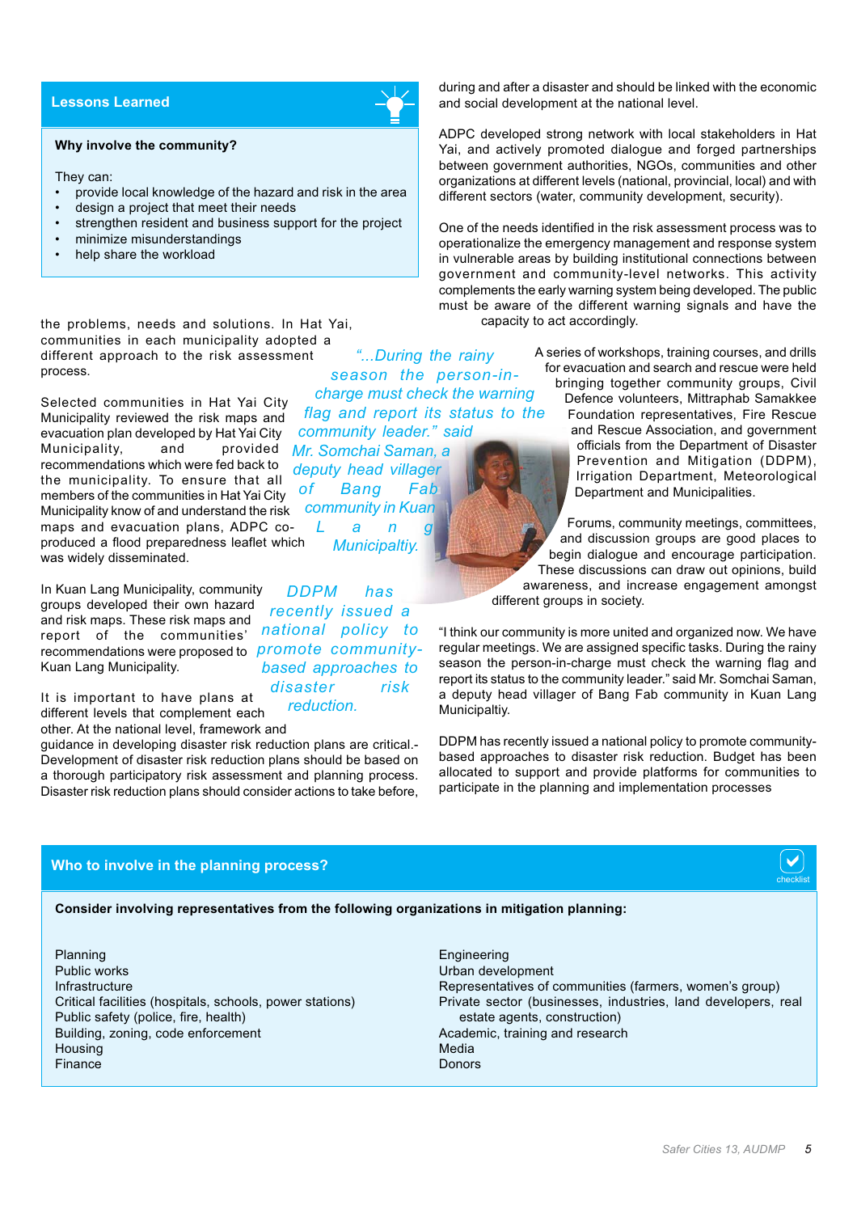## Lessons Learned

**Why involve the community?**

They can:

- provide local knowledge of the hazard and risk in the area
- design a project that meet their needs
- strengthen resident and business support for the project
- minimize misunderstandings
- help share the workload

the problems, needs and solutions. In Hat Yai, communities in each municipality adopted a different approach to the risk assessment process.

Selected communities in Hat Yai City Municipality reviewed the risk maps and evacuation plan developed by Hat Yai City Municipality, and provided recommendations which were fed back to the municipality. To ensure that all members of the communities in Hat Yai City Municipality know of and understand the risk maps and evacuation plans, ADPC co-produced a flood preparedness leaflet which was widely disseminated.

*"...During the rainy season the person-in-charge must check the warning flag and report its status to the community leader." said Mr. Somchai Saman, a deputy head villager of Bang Fab community in Kuan Lang Municipaltiy.*

In Kuan Lang Municipality, community groups developed their own hazard and risk maps. These risk maps and report of the communities' recommendations were proposed to Kuan Lang Municipality.

*DDPM has recently issued a national policy to promote community-based approaches to disaster risk reduction.*

It is important to have plans at different levels that complement each other. At the national level, framework and guidance in developing disaster risk reduction plans are critical.- Development of disaster risk reduction plans should be based on a thorough participatory risk assessment and planning process. Disaster risk reduction plans should consider actions to take before, during and after a disaster and should be linked with the economic and social development at the national level.

ADPC developed strong network with local stakeholders in Hat Yai, and actively promoted dialogue and forged partnerships between government authorities, NGOs, communities and other organizations at different levels (national, provincial, local) and with different sectors (water, community development, security).

One of the needs identified in the risk assessment process was to operationalize the emergency management and response system in vulnerable areas by building institutional connections between government and community-level networks. This activity complements the early warning system being developed. The public must be aware of the different warning signals and have the capacity to act accordingly.

A series of workshops, training courses, and drills for evacuation and search and rescue were held bringing together community groups, Civil Defence volunteers, Mittraphab Samakkee Foundation representatives, Fire Rescue and Rescue Association, and government officials from the Department of Disaster Prevention and Mitigation (DDPM), Irrigation Department, Meteorological Department and Municipalities.

Forums, community meetings, committees, and discussion groups are good places to begin dialogue and encourage participation. These discussions can draw out opinions, build awareness, and increase engagement amongst different groups in society.

"I think our community is more united and organized now. We have regular meetings. We are assigned specific tasks. During the rainy season the person-in-charge must check the warning flag and report its status to the community leader." said Mr. Somchai Saman, a deputy head villager of Bang Fab community in Kuan Lang Municipaltiy.

DDPM has recently issued a national policy to promote community-based approaches to disaster risk reduction. Budget has been allocated to support and provide platforms for communities to participate in the planning and implementation processes

## Who to involve in the planning process?

**Consider involving representatives from the following organizations in mitigation planning:**

- Planning
- Public works
- Infrastructure
- Critical facilities (hospitals, schools, power stations)
- Public safety (police, fire, health)
- Building, zoning, code enforcement
- Housing
- Finance
- Engineering
- Urban development
- Representatives of communities (farmers, women's group)
- Private sector (businesses, industries, land developers, real estate agents, construction)
- Academic, training and research
- Media
- Donors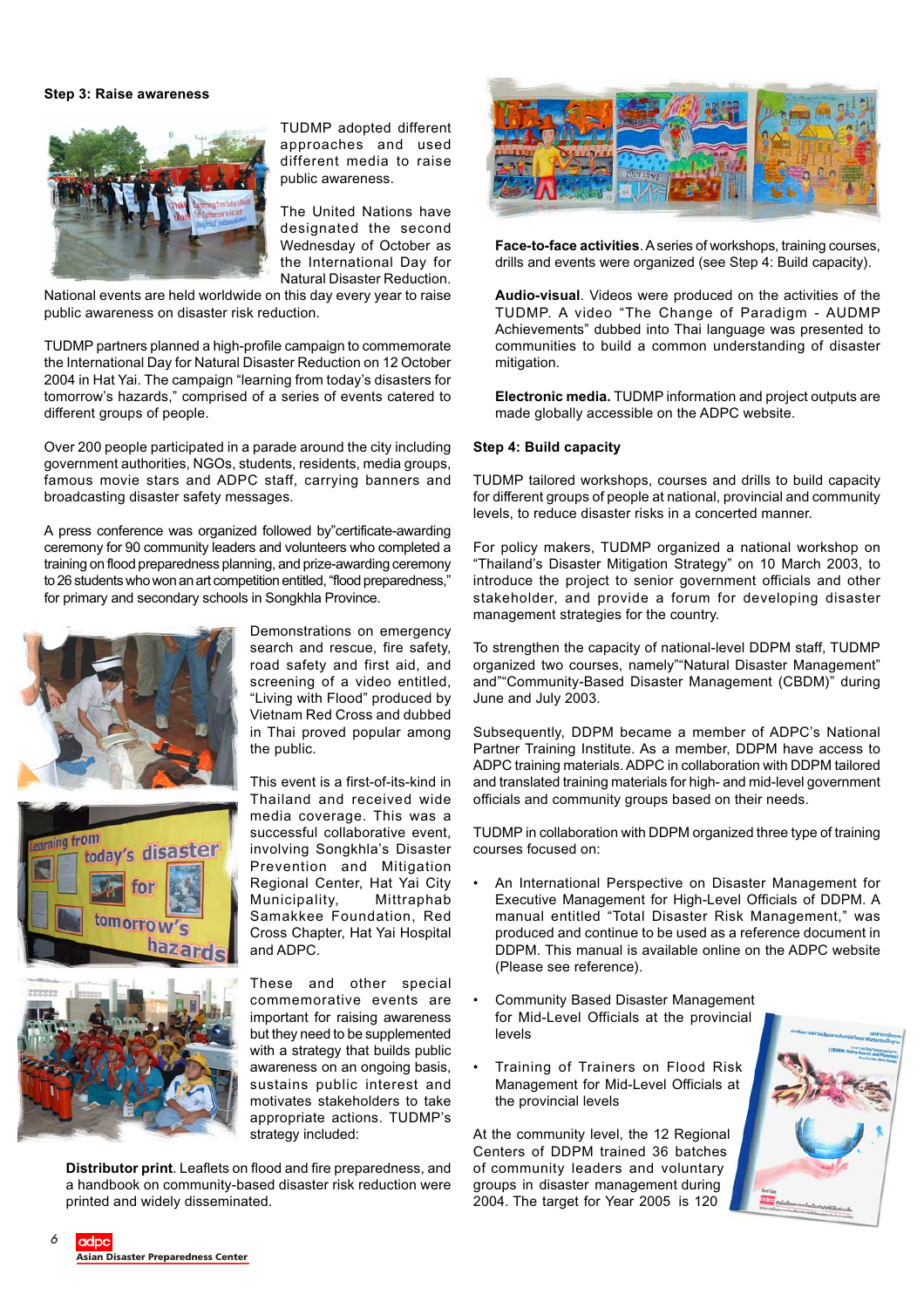### Step 3: Raise awareness

TUDMP adopted different approaches and used different media to raise public awareness.

The United Nations have designated the second Wednesday of October as the International Day for Natural Disaster Reduction. National events are held worldwide on this day every year to raise public awareness on disaster risk reduction.

TUDMP partners planned a high-profile campaign to commemorate the International Day for Natural Disaster Reduction on 12 October 2004 in Hat Yai. The campaign "learning from today's disasters for tomorrow's hazards," comprised of a series of events catered to different groups of people.

Over 200 people participated in a parade around the city including government authorities, NGOs, students, residents, media groups, famous movie stars and ADPC staff, carrying banners and broadcasting disaster safety messages.

A press conference was organized followed by"certificate-awarding ceremony for 90 community leaders and volunteers who completed a training on flood preparedness planning, and prize-awarding ceremony to 26 students who won an art competition entitled, "flood preparedness," for primary and secondary schools in Songkhla Province.

Demonstrations on emergency search and rescue, fire safety, road safety and first aid, and screening of a video entitled, "Living with Flood" produced by Vietnam Red Cross and dubbed in Thai proved popular among the public.

This event is a first-of-its-kind in Thailand and received wide media coverage. This was a successful collaborative event, involving Songkhla's Disaster Prevention and Mitigation Regional Center, Hat Yai City Municipality, Mittraphab Samakkee Foundation, Red Cross Chapter, Hat Yai Hospital and ADPC.

These and other special commemorative events are important for raising awareness but they need to be supplemented with a strategy that builds public awareness on an ongoing basis, sustains public interest and motivates stakeholders to take appropriate actions. TUDMP's strategy included:

**Distributor print**. Leaflets on flood and fire preparedness, and a handbook on community-based disaster risk reduction were printed and widely disseminated.

**Face-to-face activities**. A series of workshops, training courses, drills and events were organized (see Step 4: Build capacity).

**Audio-visual**. Videos were produced on the activities of the TUDMP. A video "The Change of Paradigm - AUDMP Achievements" dubbed into Thai language was presented to communities to build a common understanding of disaster mitigation.

**Electronic media.** TUDMP information and project outputs are made globally accessible on the ADPC website.

### Step 4: Build capacity

TUDMP tailored workshops, courses and drills to build capacity for different groups of people at national, provincial and community levels, to reduce disaster risks in a concerted manner.

For policy makers, TUDMP organized a national workshop on "Thailand's Disaster Mitigation Strategy" on 10 March 2003, to introduce the project to senior government officials and other stakeholder, and provide a forum for developing disaster management strategies for the country.

To strengthen the capacity of national-level DDPM staff, TUDMP organized two courses, namely""Natural Disaster Management" and""Community-Based Disaster Management (CBDM)" during June and July 2003.

Subsequently, DDPM became a member of ADPC's National Partner Training Institute. As a member, DDPM have access to ADPC training materials. ADPC in collaboration with DDPM tailored and translated training materials for high- and mid-level government officials and community groups based on their needs.

TUDMP in collaboration with DDPM organized three type of training courses focused on:

- An International Perspective on Disaster Management for Executive Management for High-Level Officials of DDPM. A manual entitled "Total Disaster Risk Management," was produced and continue to be used as a reference document in DDPM. This manual is available online on the ADPC website (Please see reference).
- Community Based Disaster Management for Mid-Level Officials at the provincial levels
- Training of Trainers on Flood Risk Management for Mid-Level Officials at the provincial levels

At the community level, the 12 Regional Centers of DDPM trained 36 batches of community leaders and voluntary groups in disaster management during 2004. The target for Year 2005 is 120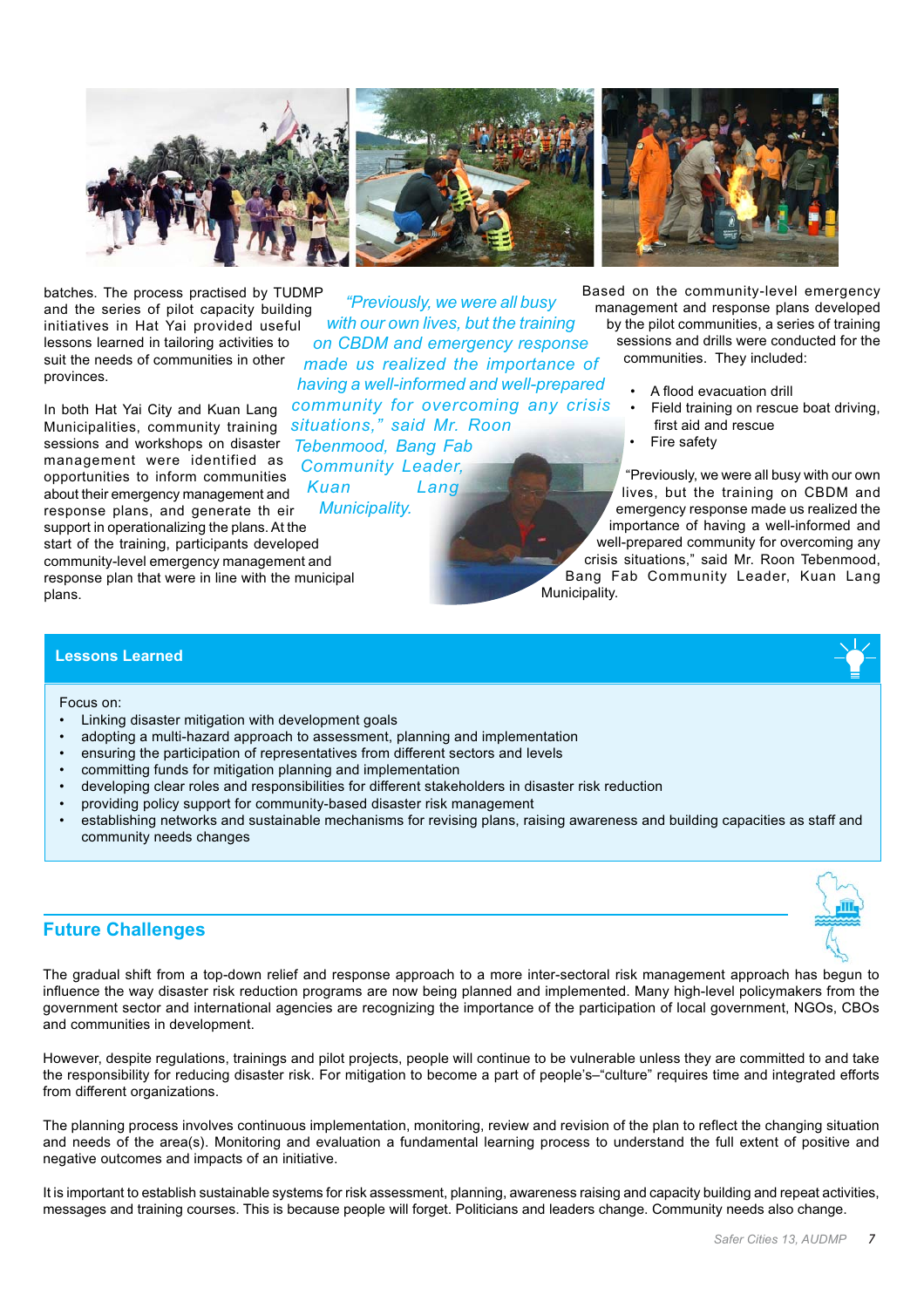batches. The process practised by TUDMP and the series of pilot capacity building initiatives in Hat Yai provided useful lessons learned in tailoring activities to suit the needs of communities in other provinces.

In both Hat Yai City and Kuan Lang Municipalities, community training sessions and workshops on disaster management were identified as opportunities to inform communities about their emergency management and response plans, and generate th eir support in operationalizing the plans. At the start of the training, participants developed community-level emergency management and response plan that were in line with the municipal plans.

*"Previously, we were all busy with our own lives, but the training on CBDM and emergency response made us realized the importance of having a well-informed and well-prepared community for overcoming any crisis situations," said Mr. Roon Tebenmood, Bang Fab Community Leader, Kuan Lang Municipality.*

Based on the community-level emergency management and response plans developed by the pilot communities, a series of training sessions and drills were conducted for the communities. They included:

- A flood evacuation drill
- Field training on rescue boat driving, first aid and rescue
- Fire safety

"Previously, we were all busy with our own lives, but the training on CBDM and emergency response made us realized the importance of having a well-informed and well-prepared community for overcoming any crisis situations," said Mr. Roon Tebenmood, Bang Fab Community Leader, Kuan Lang Municipality.

## Lessons Learned

Focus on:

- Linking disaster mitigation with development goals
- adopting a multi-hazard approach to assessment, planning and implementation
- ensuring the participation of representatives from different sectors and levels
- committing funds for mitigation planning and implementation
- developing clear roles and responsibilities for different stakeholders in disaster risk reduction
- providing policy support for community-based disaster risk management
- establishing networks and sustainable mechanisms for revising plans, raising awareness and building capacities as staff and community needs changes

## Future Challenges

The gradual shift from a top-down relief and response approach to a more inter-sectoral risk management approach has begun to influence the way disaster risk reduction programs are now being planned and implemented. Many high-level policymakers from the government sector and international agencies are recognizing the importance of the participation of local government, NGOs, CBOs and communities in development.

However, despite regulations, trainings and pilot projects, people will continue to be vulnerable unless they are committed to and take the responsibility for reducing disaster risk. For mitigation to become a part of people's–"culture" requires time and integrated efforts from different organizations.

The planning process involves continuous implementation, monitoring, review and revision of the plan to reflect the changing situation and needs of the area(s). Monitoring and evaluation a fundamental learning process to understand the full extent of positive and negative outcomes and impacts of an initiative.

It is important to establish sustainable systems for risk assessment, planning, awareness raising and capacity building and repeat activities, messages and training courses. This is because people will forget. Politicians and leaders change. Community needs also change.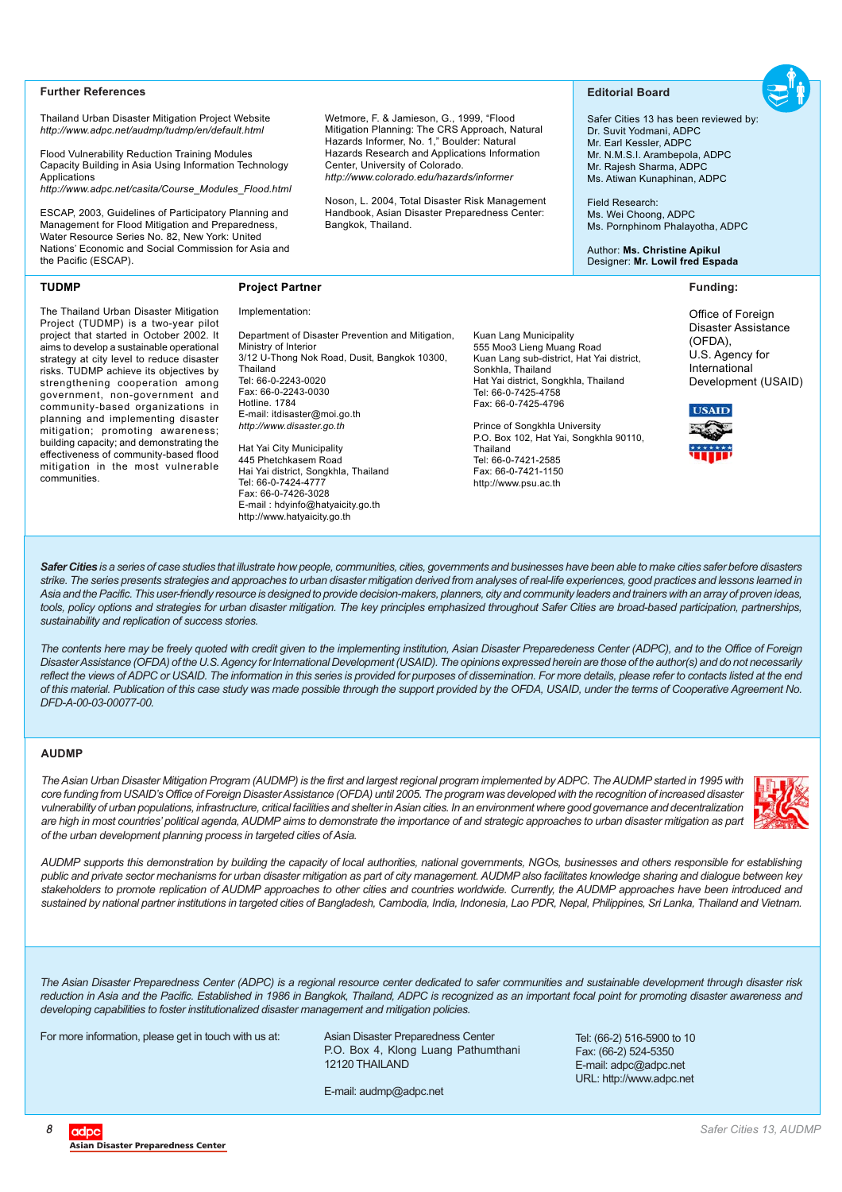## Further References

Thailand Urban Disaster Mitigation Project Website
*http://www.adpc.net/audmp/tudmp/en/default.html*

Flood Vulnerability Reduction Training Modules Capacity Building in Asia Using Information Technology Applications
*http://www.adpc.net/casita/Course_Modules_Flood.html*

ESCAP, 2003, Guidelines of Participatory Planning and Management for Flood Mitigation and Preparedness, Water Resource Series No. 82, New York: United Nations' Economic and Social Commission for Asia and the Pacific (ESCAP).

Wetmore, F. & Jamieson, G., 1999, "Flood Mitigation Planning: The CRS Approach, Natural Hazards Informer, No. 1," Boulder: Natural Hazards Research and Applications Information Center, University of Colorado.
*http://www.colorado.edu/hazards/informer*

Noson, L. 2004, Total Disaster Risk Management Handbook, Asian Disaster Preparedness Center: Bangkok, Thailand.

## Editorial Board

Safer Cities 13 has been reviewed by:
Dr. Suvit Yodmani, ADPC
Mr. Earl Kessler, ADPC
Mr. N.M.S.I. Arambepola, ADPC
Mr. Rajesh Sharma, ADPC
Ms. Atiwan Kunaphinan, ADPC

Field Research:
Ms. Wei Choong, ADPC
Ms. Pornphinom Phalayotha, ADPC

Author: **Ms. Christine Apikul**
Designer: **Mr. Lowil fred Espada**

## TUDMP

The Thailand Urban Disaster Mitigation Project (TUDMP) is a two-year pilot project that started in October 2002. It aims to develop a sustainable operational strategy at city level to reduce disaster risks. TUDMP achieve its objectives by strengthening cooperation among government, non-government and community-based organizations in planning and implementing disaster mitigation; promoting awareness; building capacity; and demonstrating the effectiveness of community-based flood mitigation in the most vulnerable communities.

## Project Partner

Implementation:

Department of Disaster Prevention and Mitigation, Ministry of Interior
3/12 U-Thong Nok Road, Dusit, Bangkok 10300, Thailand
Tel: 66-0-2243-0020
Fax: 66-0-2243-0030
Hotline. 1784
E-mail: itdisaster@moi.go.th
*http://www.disaster.go.th*

Hat Yai City Municipality
445 Phetchkasem Road
Hat Yai district, Songkhla, Thailand
Tel: 66-0-7424-4777
Fax: 66-0-7426-3028
E-mail : hdyinfo@hatyaicity.go.th
http://www.hatyaicity.go.th

Kuan Lang Municipality
555 Moo3 Lieng Muang Road
Kuan Lang sub-district, Hat Yai district, Sonkhla, Thailand
Hat Yai district, Songkhla, Thailand
Tel: 66-0-7425-4758
Fax: 66-0-7425-4796

Prince of Songkhla University
P.O. Box 102, Hat Yai, Songkhla 90110, Thailand
Tel: 66-0-7421-2585
Fax: 66-0-7421-1150
http://www.psu.ac.th

## Funding:

Office of Foreign Disaster Assistance (OFDA),
U.S. Agency for International Development (USAID)

USAID

*__Safer Cities__ is a series of case studies that illustrate how people, communities, cities, governments and businesses have been able to make cities safer before disasters strike. The series presents strategies and approaches to urban disaster mitigation derived from analyses of real-life experiences, good practices and lessons learned in Asia and the Pacific. This user-friendly resource is designed to provide decision-makers, planners, city and community leaders and trainers with an array of proven ideas, tools, policy options and strategies for urban disaster mitigation. The key principles emphasized throughout Safer Cities are broad-based participation, partnerships, sustainability and replication of success stories.*

*The contents here may be freely quoted with credit given to the implementing institution, Asian Disaster Preparedness Center (ADPC), and to the Office of Foreign Disaster Assistance (OFDA) of the U.S. Agency for International Development (USAID). The opinions expressed herein are those of the author(s) and do not necessarily reflect the views of ADPC or USAID. The information in this series is provided for purposes of dissemination. For more details, please refer to contacts listed at the end of this material. Publication of this case study was made possible through the support provided by the OFDA, USAID, under the terms of Cooperative Agreement No. DFD-A-00-03-00077-00.*

## AUDMP

*The Asian Urban Disaster Mitigation Program (AUDMP) is the first and largest regional program implemented by ADPC. The AUDMP started in 1995 with core funding from USAID's Office of Foreign Disaster Assistance (OFDA) until 2005. The program was developed with the recognition of increased disaster vulnerability of urban populations, infrastructure, critical facilities and shelter in Asian cities. In an environment where good governance and decentralization are high in most countries' political agenda, AUDMP aims to demonstrate the importance of and strategic approaches to urban disaster mitigation as part of the urban development planning process in targeted cities of Asia.*

*AUDMP supports this demonstration by building the capacity of local authorities, national governments, NGOs, businesses and others responsible for establishing public and private sector mechanisms for urban disaster mitigation as part of city management. AUDMP also facilitates knowledge sharing and dialogue between key stakeholders to promote replication of AUDMP approaches to other cities and countries worldwide. Currently, the AUDMP approaches have been introduced and sustained by national partner institutions in targeted cities of Bangladesh, Cambodia, India, Indonesia, Lao PDR, Nepal, Philippines, Sri Lanka, Thailand and Vietnam.*

*The Asian Disaster Preparedness Center (ADPC) is a regional resource center dedicated to safer communities and sustainable development through disaster risk reduction in Asia and the Pacific. Established in 1986 in Bangkok, Thailand, ADPC is recognized as an important focal point for promoting disaster awareness and developing capabilities to foster institutionalized disaster management and mitigation policies.*

For more information, please get in touch with us at:

Asian Disaster Preparedness Center
P.O. Box 4, Klong Luang Pathumthani
12120 THAILAND

E-mail: audmp@adpc.net

Tel: (66-2) 516-5900 to 10
Fax: (66-2) 524-5350
E-mail: adpc@adpc.net
URL: http://www.adpc.net

adpc
Asian Disaster Preparedness Center